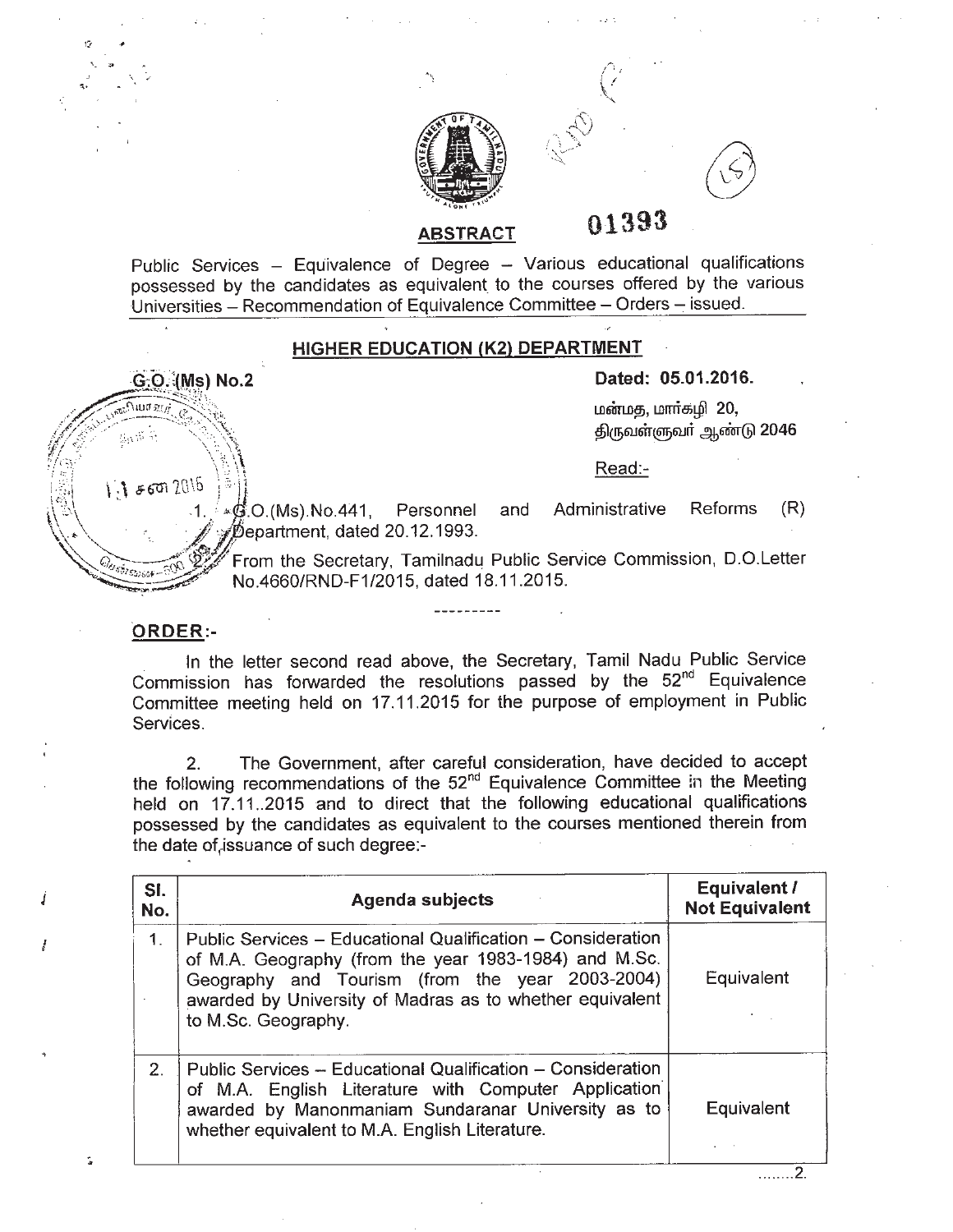01393

## ABSTRACT

Public Services – Equivalence of Degree – Various educational qualifications possessed by the candidates as equivalent to the courses offered by the various Universities – Recommendation of Equivalence Committee – Orders – issued.

### HIGHER EDUCATION (K2) DEPARTMENT

**G.O. (Ms) No.2** **Dated: 05.01.2016.**

மன்மத, மார்கழி 20,
திருவள்ளுவர் ஆண்டு 2046

Read:-

1. G.O.(Ms).No.441, Personnel and Administrative Reforms (R) Department, dated 20.12.1993.
2. From the Secretary, Tamilnadu Public Service Commission, D.O.Letter No.4660/RND-F1/2015, dated 18.11.2015.

---------

**ORDER:-**

In the letter second read above, the Secretary, Tamil Nadu Public Service Commission has forwarded the resolutions passed by the 52nd Equivalence Committee meeting held on 17.11.2015 for the purpose of employment in Public Services.

2. The Government, after careful consideration, have decided to accept the following recommendations of the 52nd Equivalence Committee in the Meeting held on 17.11..2015 and to direct that the following educational qualifications possessed by the candidates as equivalent to the courses mentioned therein from the date of issuance of such degree:-

| Sl. No. | Agenda subjects | Equivalent / Not Equivalent |
|---|---|---|
| 1. | Public Services – Educational Qualification – Consideration of M.A. Geography (from the year 1983-1984) and M.Sc. Geography and Tourism (from the year 2003-2004) awarded by University of Madras as to whether equivalent to M.Sc. Geography. | Equivalent |
| 2. | Public Services – Educational Qualification – Consideration of M.A. English Literature with Computer Application awarded by Manonmaniam Sundaranar University as to whether equivalent to M.A. English Literature. | Equivalent |

........2.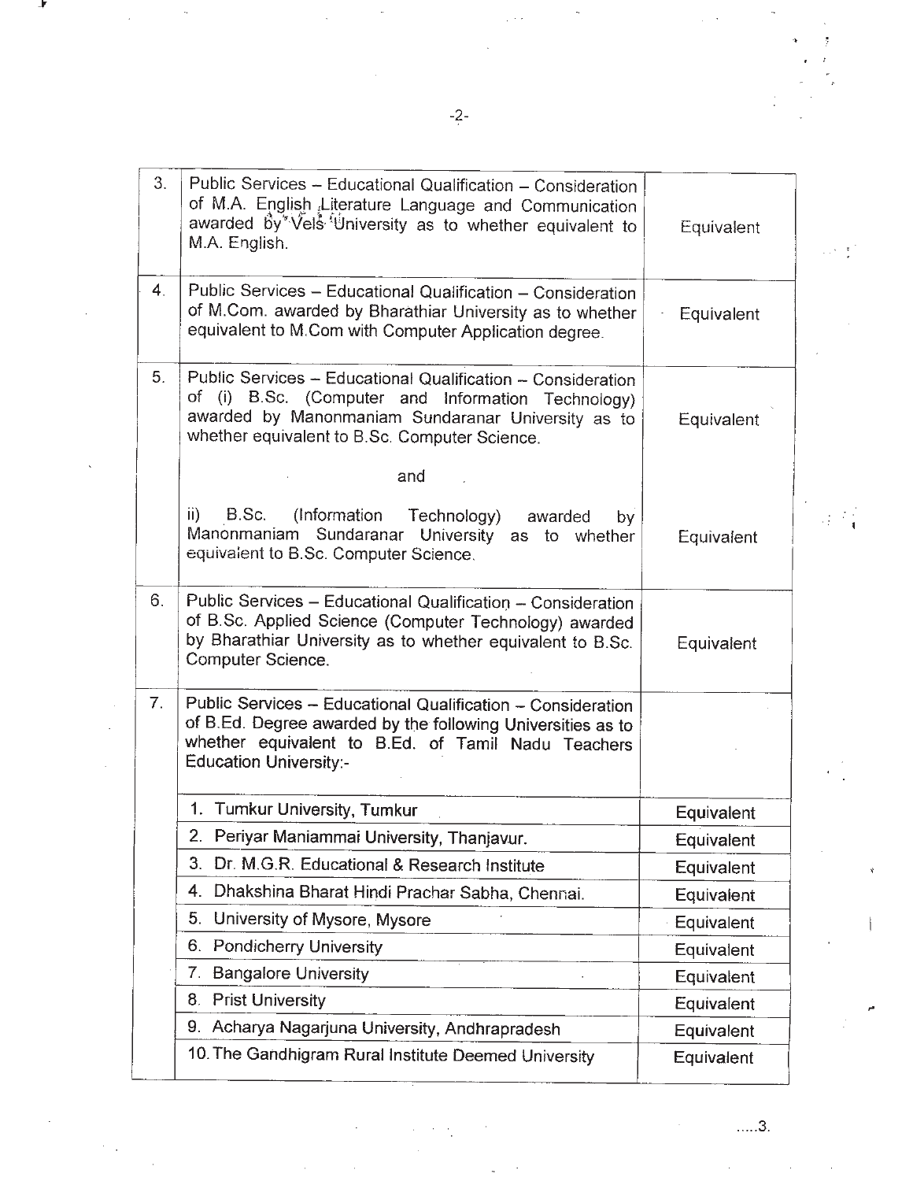| | | |
|---|---|---|
| 3. | Public Services – Educational Qualification – Consideration of M.A. English Literature Language and Communication awarded by Vels University as to whether equivalent to M.A. English. | Equivalent |
| 4. | Public Services – Educational Qualification – Consideration of M.Com. awarded by Bharathiar University as to whether equivalent to M.Com with Computer Application degree. | Equivalent |
| 5. | Public Services – Educational Qualification – Consideration of (i) B.Sc. (Computer and Information Technology) awarded by Manonmaniam Sundaranar University as to whether equivalent to B.Sc. Computer Science. | Equivalent |
| | and | |
| | ii) B.Sc. (Information Technology) awarded by Manonmaniam Sundaranar University as to whether equivalent to B.Sc. Computer Science. | Equivalent |
| 6. | Public Services – Educational Qualification – Consideration of B.Sc. Applied Science (Computer Technology) awarded by Bharathiar University as to whether equivalent to B.Sc. Computer Science. | Equivalent |
| 7. | Public Services – Educational Qualification – Consideration of B.Ed. Degree awarded by the following Universities as to whether equivalent to B.Ed. of Tamil Nadu Teachers Education University:- | |
| | 1. Tumkur University, Tumkur | Equivalent |
| | 2. Periyar Maniammai University, Thanjavur. | Equivalent |
| | 3. Dr. M.G.R. Educational & Research Institute | Equivalent |
| | 4. Dhakshina Bharat Hindi Prachar Sabha, Chennai. | Equivalent |
| | 5. University of Mysore, Mysore | Equivalent |
| | 6. Pondicherry University | Equivalent |
| | 7. Bangalore University | Equivalent |
| | 8. Prist University | Equivalent |
| | 9. Acharya Nagarjuna University, Andhrapradesh | Equivalent |
| | 10. The Gandhigram Rural Institute Deemed University | Equivalent |

.....3.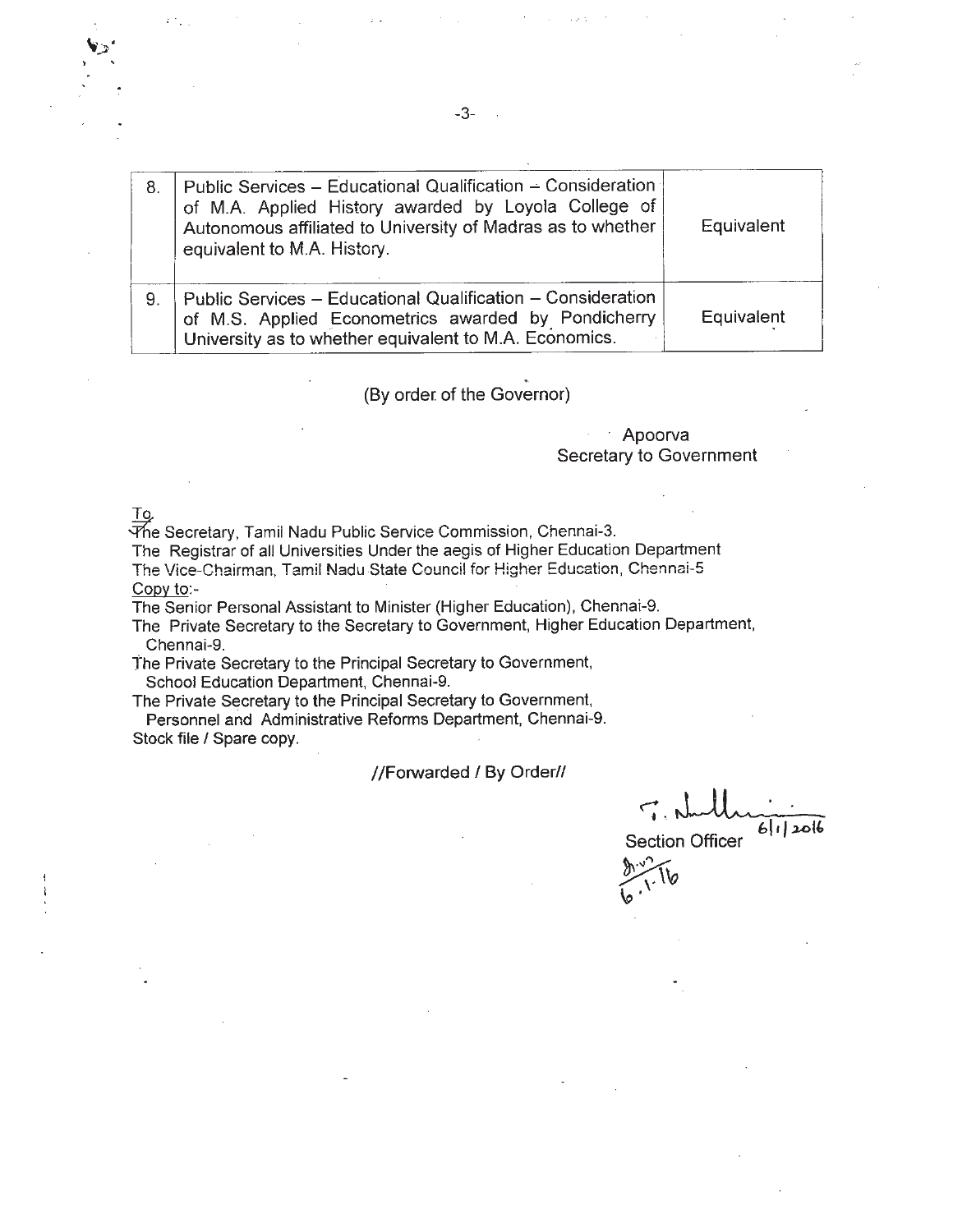| | | |
|---|---|---|
| 8. | Public Services – Educational Qualification – Consideration of M.A. Applied History awarded by Loyola College of Autonomous affiliated to University of Madras as to whether equivalent to M.A. History. | Equivalent |
| 9. | Public Services – Educational Qualification – Consideration of M.S. Applied Econometrics awarded by Pondicherry University as to whether equivalent to M.A. Economics. | Equivalent |

(By order of the Governor)

Apoorva
Secretary to Government

To
The Secretary, Tamil Nadu Public Service Commission, Chennai-3.
The Registrar of all Universities Under the aegis of Higher Education Department
The Vice-Chairman, Tamil Nadu State Council for Higher Education, Chennai-5

Copy to:-
The Senior Personal Assistant to Minister (Higher Education), Chennai-9.
The Private Secretary to the Secretary to Government, Higher Education Department, Chennai-9.
The Private Secretary to the Principal Secretary to Government, School Education Department, Chennai-9.
The Private Secretary to the Principal Secretary to Government, Personnel and Administrative Reforms Department, Chennai-9.
Stock file / Spare copy.

//Forwarded / By Order//

6/1/2016
Section Officer
6.1.16